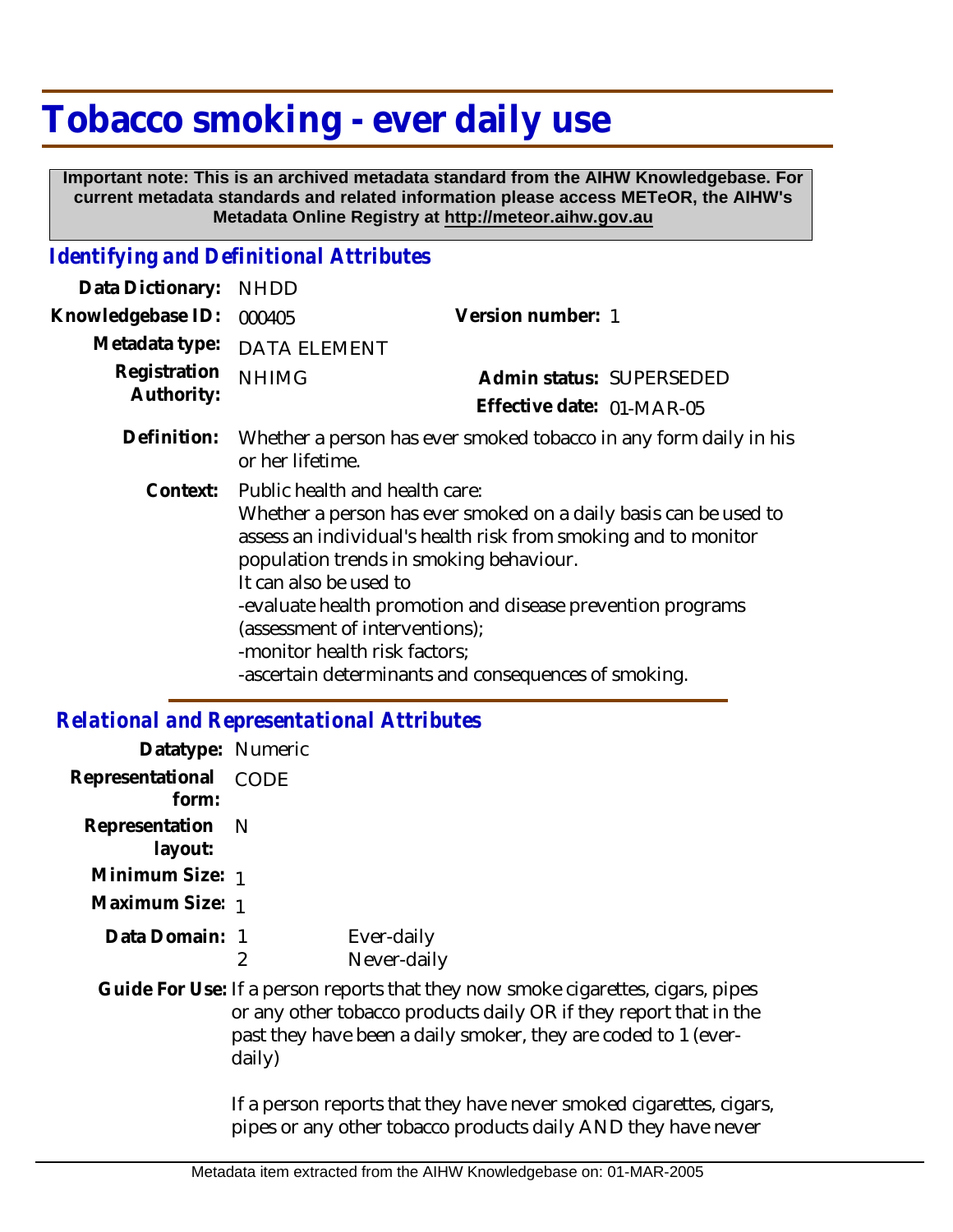# Tobacco smoking - ever daily use

**Important note: This is an archived metadata standard from the AIHW Knowledgebase. For current metadata standards and related information please access METeOR, the AIHW's Metadata Online Registry at http://meteor.aihw.gov.au**

## *Identifying and Definitional Attributes*

**Data Dictionary:** NHDD

**Knowledgebase ID:** 000405

**Version number:** 1

**Metadata type:** DATA ELEMENT

**Registration Authority:** NHIMG

**Admin status:** SUPERSEDED

**Effective date:** 01-MAR-05

**Definition:** Whether a person has ever smoked tobacco in any form daily in his or her lifetime.

**Context:** Public health and health care:
Whether a person has ever smoked on a daily basis can be used to assess an individual's health risk from smoking and to monitor population trends in smoking behaviour.
It can also be used to
-evaluate health promotion and disease prevention programs (assessment of interventions);
-monitor health risk factors;
-ascertain determinants and consequences of smoking.

## *Relational and Representational Attributes*

**Datatype:** Numeric

**Representational form:** CODE

**Representation layout:** N

**Minimum Size:** 1

**Maximum Size:** 1

**Data Domain:**

1 Ever-daily
2 Never-daily

**Guide For Use:** If a person reports that they now smoke cigarettes, cigars, pipes or any other tobacco products daily OR if they report that in the past they have been a daily smoker, they are coded to 1 (ever-daily)

If a person reports that they have never smoked cigarettes, cigars, pipes or any other tobacco products daily AND they have never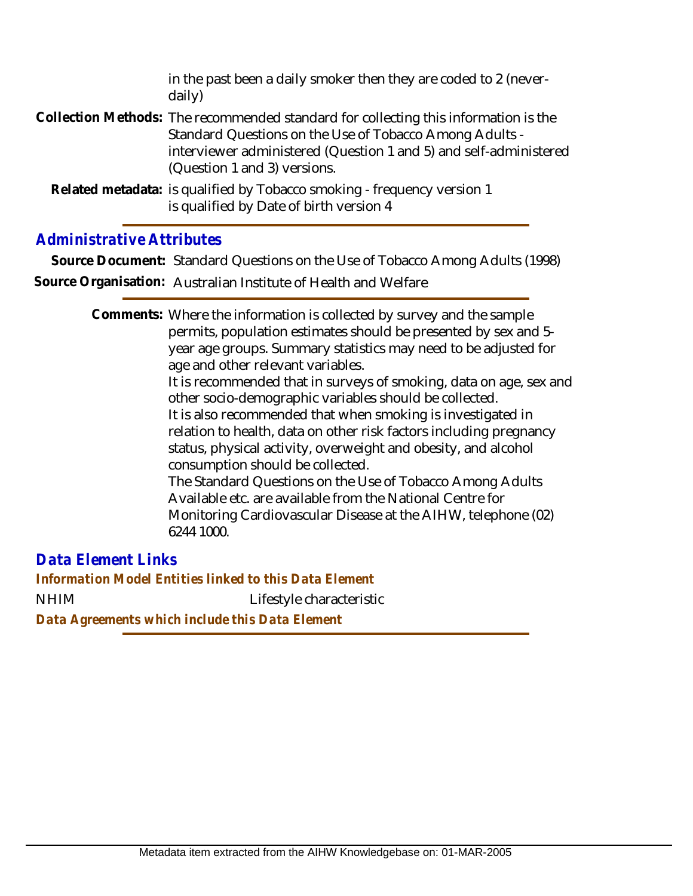in the past been a daily smoker then they are coded to 2 (never-daily)

**Collection Methods:** The recommended standard for collecting this information is the Standard Questions on the Use of Tobacco Among Adults - interviewer administered (Question 1 and 5) and self-administered (Question 1 and 3) versions.

**Related metadata:** is qualified by Tobacco smoking - frequency version 1
is qualified by Date of birth version 4

## Administrative Attributes

**Source Document:** Standard Questions on the Use of Tobacco Among Adults (1998)

**Source Organisation:** Australian Institute of Health and Welfare

**Comments:** Where the information is collected by survey and the sample permits, population estimates should be presented by sex and 5-year age groups. Summary statistics may need to be adjusted for age and other relevant variables.
It is recommended that in surveys of smoking, data on age, sex and other socio-demographic variables should be collected.
It is also recommended that when smoking is investigated in relation to health, data on other risk factors including pregnancy status, physical activity, overweight and obesity, and alcohol consumption should be collected.
The Standard Questions on the Use of Tobacco Among Adults Available etc. are available from the National Centre for Monitoring Cardiovascular Disease at the AIHW, telephone (02) 6244 1000.

## Data Element Links

### Information Model Entities linked to this Data Element

NHIM — Lifestyle characteristic

### Data Agreements which include this Data Element

Metadata item extracted from the AIHW Knowledgebase on: 01-MAR-2005